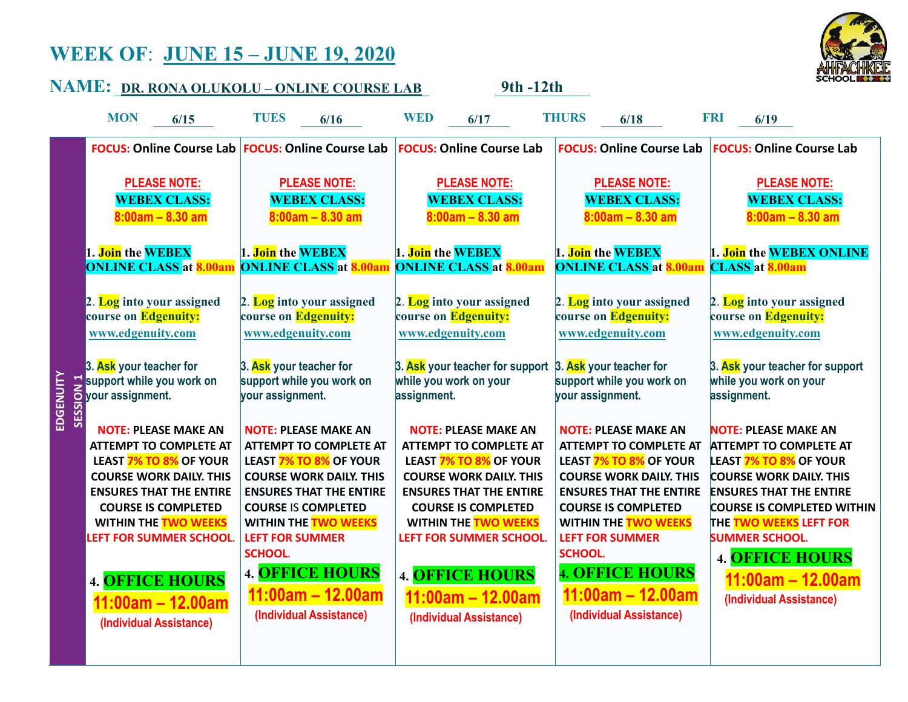# WEEK OF: JUNE 15 – JUNE 19, 2020

## NAME: DR. RONA OLUKOLU – ONLINE COURSE LAB 9th -12th

| | MON 6/15 | TUES 6/16 | WED 6/17 | THURS 6/18 | FRI 6/19 |
|---|---|---|---|---|---|
| EDGENUITY SESSION 1 | FOCUS: Online Course Lab<br><br>PLEASE NOTE:<br>WEBEX CLASS:<br>8:00am – 8.30 am<br><br>1. Join the WEBEX ONLINE CLASS at 8.00am<br><br>2. Log into your assigned course on Edgenuity: www.edgenuity.com<br><br>3. Ask your teacher for support while you work on your assignment.<br><br>NOTE: PLEASE MAKE AN ATTEMPT TO COMPLETE AT LEAST 7% TO 8% OF YOUR COURSE WORK DAILY. THIS ENSURES THAT THE ENTIRE COURSE IS COMPLETED WITHIN THE TWO WEEKS LEFT FOR SUMMER SCHOOL.<br><br>4. OFFICE HOURS<br>11:00am – 12.00am<br>(Individual Assistance) | FOCUS: Online Course Lab<br><br>PLEASE NOTE:<br>WEBEX CLASS:<br>8:00am – 8.30 am<br><br>1. Join the WEBEX ONLINE CLASS at 8.00am<br><br>2. Log into your assigned course on Edgenuity: www.edgenuity.com<br><br>3. Ask your teacher for support while you work on your assignment.<br><br>NOTE: PLEASE MAKE AN ATTEMPT TO COMPLETE AT LEAST 7% TO 8% OF YOUR COURSE WORK DAILY. THIS ENSURES THAT THE ENTIRE COURSE IS COMPLETED WITHIN THE TWO WEEKS LEFT FOR SUMMER SCHOOL.<br><br>4. OFFICE HOURS<br>11:00am – 12.00am<br>(Individual Assistance) | FOCUS: Online Course Lab<br><br>PLEASE NOTE:<br>WEBEX CLASS:<br>8:00am – 8.30 am<br><br>1. Join the WEBEX ONLINE CLASS at 8.00am<br><br>2. Log into your assigned course on Edgenuity: www.edgenuity.com<br><br>3. Ask your teacher for support while you work on your assignment.<br><br>NOTE: PLEASE MAKE AN ATTEMPT TO COMPLETE AT LEAST 7% TO 8% OF YOUR COURSE WORK DAILY. THIS ENSURES THAT THE ENTIRE COURSE IS COMPLETED WITHIN THE TWO WEEKS LEFT FOR SUMMER SCHOOL.<br><br>4. OFFICE HOURS<br>11:00am – 12.00am<br>(Individual Assistance) | FOCUS: Online Course Lab<br><br>PLEASE NOTE:<br>WEBEX CLASS:<br>8:00am – 8.30 am<br><br>1. Join the WEBEX ONLINE CLASS at 8.00am<br><br>2. Log into your assigned course on Edgenuity: www.edgenuity.com<br><br>3. Ask your teacher for support while you work on your assignment.<br><br>NOTE: PLEASE MAKE AN ATTEMPT TO COMPLETE AT LEAST 7% TO 8% OF YOUR COURSE WORK DAILY. THIS ENSURES THAT THE ENTIRE COURSE IS COMPLETED WITHIN THE TWO WEEKS LEFT FOR SUMMER SCHOOL.<br><br>4. OFFICE HOURS<br>11:00am – 12.00am<br>(Individual Assistance) | FOCUS: Online Course Lab<br><br>PLEASE NOTE:<br>WEBEX CLASS:<br>8:00am – 8.30 am<br><br>1. Join the WEBEX ONLINE CLASS at 8.00am<br><br>2. Log into your assigned course on Edgenuity: www.edgenuity.com<br><br>3. Ask your teacher for support while you work on your assignment.<br><br>NOTE: PLEASE MAKE AN ATTEMPT TO COMPLETE AT LEAST 7% TO 8% OF YOUR COURSE WORK DAILY. THIS ENSURES THAT THE ENTIRE COURSE IS COMPLETED WITHIN THE TWO WEEKS LEFT FOR SUMMER SCHOOL.<br><br>4. OFFICE HOURS<br>11:00am – 12.00am<br>(Individual Assistance) |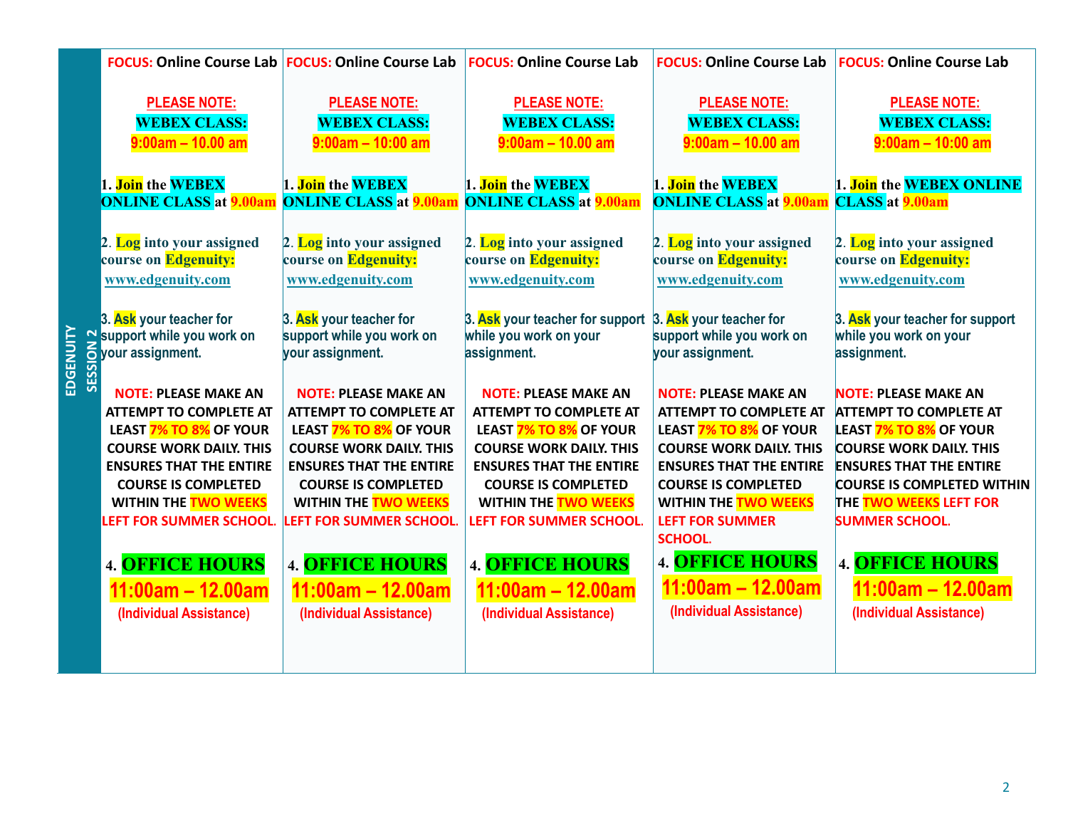| EDGENUITY SESSION 2 | | | | | |
|---|---|---|---|---|---|
| | **FOCUS:** Online Course Lab<br><br>**PLEASE NOTE:**<br>**WEBEX CLASS:**<br>**9:00am – 10.00 am**<br><br>1. **Join** the **WEBEX ONLINE CLASS** at **9.00am**<br><br>2. **Log** into your assigned course on **Edgenuity:** www.edgenuity.com<br><br>3. **Ask** your teacher for support while you work on your assignment.<br><br>**NOTE:** PLEASE MAKE AN ATTEMPT TO COMPLETE AT LEAST **7% TO 8%** OF YOUR COURSE WORK DAILY. THIS ENSURES THAT THE ENTIRE COURSE IS COMPLETED WITHIN THE **TWO WEEKS LEFT FOR SUMMER SCHOOL.**<br><br>4. **OFFICE HOURS**<br>**11:00am – 12.00am**<br>(Individual Assistance) | **FOCUS:** Online Course Lab<br><br>**PLEASE NOTE:**<br>**WEBEX CLASS:**<br>**9:00am – 10:00 am**<br><br>1. **Join** the **WEBEX ONLINE CLASS** at **9.00am**<br><br>2. **Log** into your assigned course on **Edgenuity:** www.edgenuity.com<br><br>3. **Ask** your teacher for support while you work on your assignment.<br><br>**NOTE:** PLEASE MAKE AN ATTEMPT TO COMPLETE AT LEAST **7% TO 8%** OF YOUR COURSE WORK DAILY. THIS ENSURES THAT THE ENTIRE COURSE IS COMPLETED WITHIN THE **TWO WEEKS LEFT FOR SUMMER SCHOOL.**<br><br>4. **OFFICE HOURS**<br>**11:00am – 12.00am**<br>(Individual Assistance) | **FOCUS:** Online Course Lab<br><br>**PLEASE NOTE:**<br>**WEBEX CLASS:**<br>**9:00am – 10.00 am**<br><br>1. **Join** the **WEBEX ONLINE CLASS** at **9.00am**<br><br>2. **Log** into your assigned course on **Edgenuity:** www.edgenuity.com<br><br>3. **Ask** your teacher for support while you work on your assignment.<br><br>**NOTE:** PLEASE MAKE AN ATTEMPT TO COMPLETE AT LEAST **7% TO 8%** OF YOUR COURSE WORK DAILY. THIS ENSURES THAT THE ENTIRE COURSE IS COMPLETED WITHIN THE **TWO WEEKS LEFT FOR SUMMER SCHOOL.**<br><br>4. **OFFICE HOURS**<br>**11:00am – 12.00am**<br>(Individual Assistance) | **FOCUS:** Online Course Lab<br><br>**PLEASE NOTE:**<br>**WEBEX CLASS:**<br>**9:00am – 10.00 am**<br><br>1. **Join** the **WEBEX ONLINE CLASS** at **9.00am**<br><br>2. **Log** into your assigned course on **Edgenuity:** www.edgenuity.com<br><br>3. **Ask** your teacher for support while you work on your assignment.<br><br>**NOTE:** PLEASE MAKE AN ATTEMPT TO COMPLETE AT LEAST **7% TO 8%** OF YOUR COURSE WORK DAILY. THIS ENSURES THAT THE ENTIRE COURSE IS COMPLETED WITHIN THE **TWO WEEKS LEFT FOR SUMMER SCHOOL.**<br><br>4. **OFFICE HOURS**<br>**11:00am – 12.00am**<br>(Individual Assistance) | **FOCUS:** Online Course Lab<br><br>**PLEASE NOTE:**<br>**WEBEX CLASS:**<br>**9:00am – 10:00 am**<br><br>1. **Join** the **WEBEX ONLINE CLASS** at **9.00am**<br><br>2. **Log** into your assigned course on **Edgenuity:** www.edgenuity.com<br><br>3. **Ask** your teacher for support while you work on your assignment.<br><br>**NOTE:** PLEASE MAKE AN ATTEMPT TO COMPLETE AT LEAST **7% TO 8%** OF YOUR COURSE WORK DAILY. THIS ENSURES THAT THE ENTIRE COURSE IS COMPLETED WITHIN THE **TWO WEEKS LEFT FOR SUMMER SCHOOL.**<br><br>4. **OFFICE HOURS**<br>**11:00am – 12.00am**<br>(Individual Assistance) |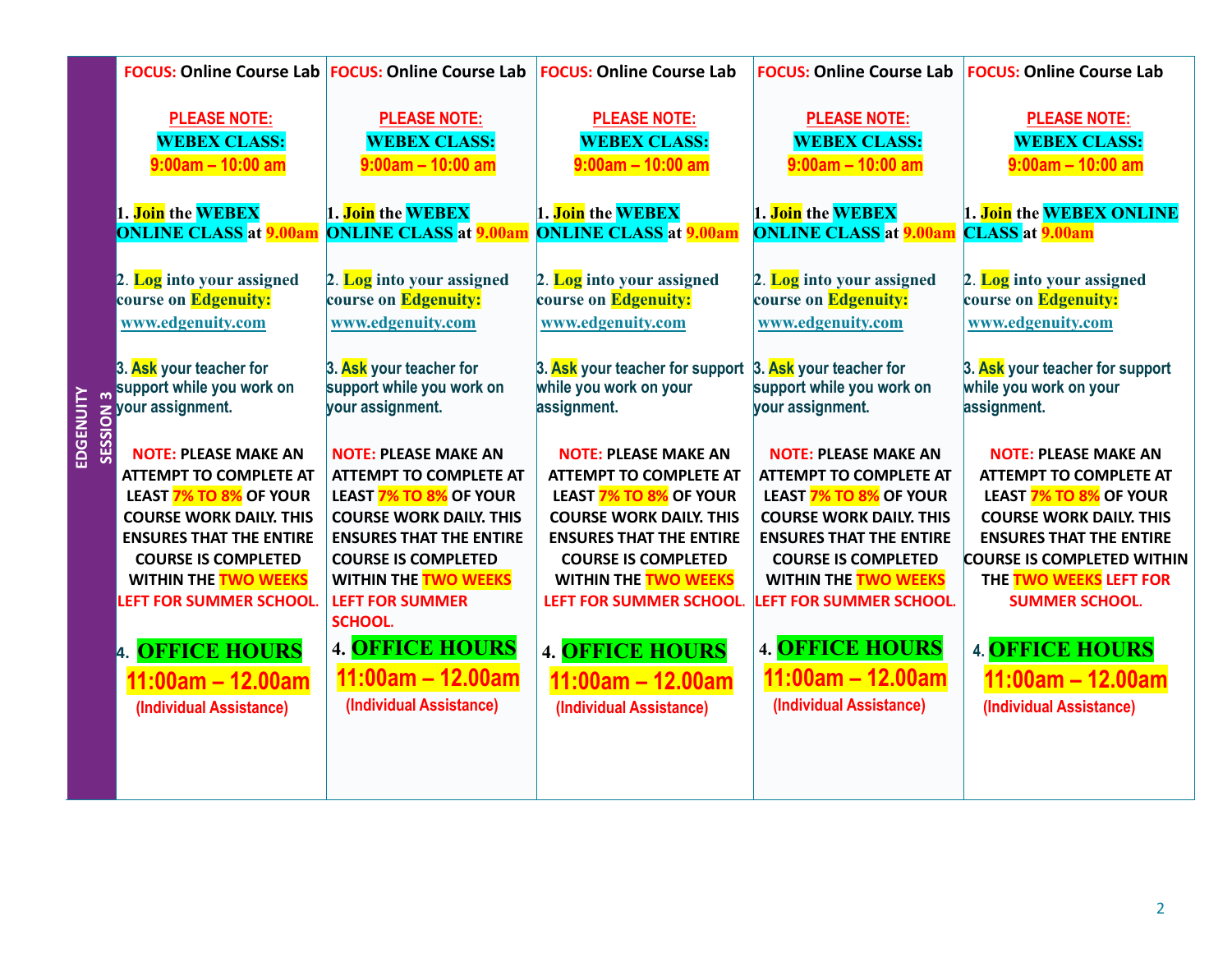| EDGENUITY SESSION 3 | | | | | |
|---|---|---|---|---|---|
| | **FOCUS:** Online Course Lab<br><br>**PLEASE NOTE:**<br>**WEBEX CLASS:**<br>**9:00am – 10:00 am**<br><br>1. **Join** the **WEBEX ONLINE CLASS** at **9.00am**<br><br>2. **Log** into your assigned course on **Edgenuity:** www.edgenuity.com<br><br>3. **Ask** your teacher for support while you work on your assignment.<br><br>**NOTE:** PLEASE MAKE AN ATTEMPT TO COMPLETE AT LEAST **7% TO 8%** OF YOUR COURSE WORK DAILY. THIS ENSURES THAT THE ENTIRE COURSE IS COMPLETED WITHIN THE **TWO WEEKS** LEFT FOR SUMMER SCHOOL.<br><br>4. **OFFICE HOURS**<br>**11:00am – 12.00am**<br>(Individual Assistance) | **FOCUS:** Online Course Lab<br><br>**PLEASE NOTE:**<br>**WEBEX CLASS:**<br>**9:00am – 10:00 am**<br><br>1. **Join** the **WEBEX ONLINE CLASS** at **9.00am**<br><br>2. **Log** into your assigned course on **Edgenuity:** www.edgenuity.com<br><br>3. **Ask** your teacher for support while you work on your assignment.<br><br>**NOTE:** PLEASE MAKE AN ATTEMPT TO COMPLETE AT LEAST **7% TO 8%** OF YOUR COURSE WORK DAILY. THIS ENSURES THAT THE ENTIRE COURSE IS COMPLETED WITHIN THE **TWO WEEKS** LEFT FOR SUMMER SCHOOL.<br><br>4. **OFFICE HOURS**<br>**11:00am – 12.00am**<br>(Individual Assistance) | **FOCUS:** Online Course Lab<br><br>**PLEASE NOTE:**<br>**WEBEX CLASS:**<br>**9:00am – 10:00 am**<br><br>1. **Join** the **WEBEX ONLINE CLASS** at **9.00am**<br><br>2. **Log** into your assigned course on **Edgenuity:** www.edgenuity.com<br><br>3. **Ask** your teacher for support while you work on your assignment.<br><br>**NOTE:** PLEASE MAKE AN ATTEMPT TO COMPLETE AT LEAST **7% TO 8%** OF YOUR COURSE WORK DAILY. THIS ENSURES THAT THE ENTIRE COURSE IS COMPLETED WITHIN THE **TWO WEEKS** LEFT FOR SUMMER SCHOOL.<br><br>4. **OFFICE HOURS**<br>**11:00am – 12.00am**<br>(Individual Assistance) | **FOCUS:** Online Course Lab<br><br>**PLEASE NOTE:**<br>**WEBEX CLASS:**<br>**9:00am – 10:00 am**<br><br>1. **Join** the **WEBEX ONLINE CLASS** at **9.00am**<br><br>2. **Log** into your assigned course on **Edgenuity:** www.edgenuity.com<br><br>3. **Ask** your teacher for support while you work on your assignment.<br><br>**NOTE:** PLEASE MAKE AN ATTEMPT TO COMPLETE AT LEAST **7% TO 8%** OF YOUR COURSE WORK DAILY. THIS ENSURES THAT THE ENTIRE COURSE IS COMPLETED WITHIN THE **TWO WEEKS** LEFT FOR SUMMER SCHOOL.<br><br>4. **OFFICE HOURS**<br>**11:00am – 12.00am**<br>(Individual Assistance) | **FOCUS:** Online Course Lab<br><br>**PLEASE NOTE:**<br>**WEBEX CLASS:**<br>**9:00am – 10:00 am**<br><br>1. **Join** the **WEBEX ONLINE CLASS** at **9.00am**<br><br>2. **Log** into your assigned course on **Edgenuity:** www.edgenuity.com<br><br>3. **Ask** your teacher for support while you work on your assignment.<br><br>**NOTE:** PLEASE MAKE AN ATTEMPT TO COMPLETE AT LEAST **7% TO 8%** OF YOUR COURSE WORK DAILY. THIS ENSURES THAT THE ENTIRE COURSE IS COMPLETED WITHIN THE **TWO WEEKS** LEFT FOR SUMMER SCHOOL.<br><br>4. **OFFICE HOURS**<br>**11:00am – 12.00am**<br>(Individual Assistance) |